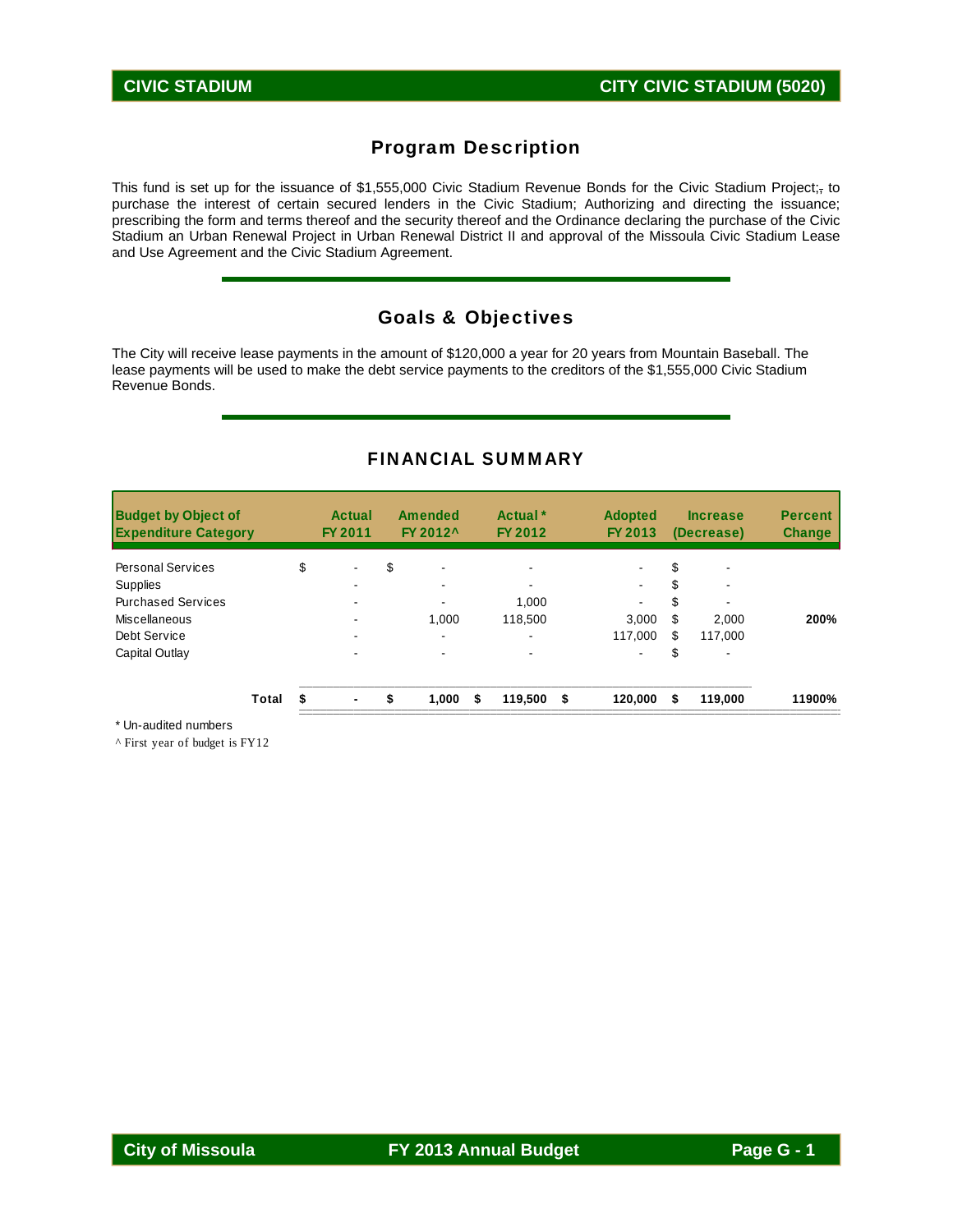# CIVIC STADIUM — CITY CIVIC STADIUM (5020)

## Program Description

This fund is set up for the issuance of $1,555,000 Civic Stadium Revenue Bonds for the Civic Stadium Project;, to purchase the interest of certain secured lenders in the Civic Stadium; Authorizing and directing the issuance; prescribing the form and terms thereof and the security thereof and the Ordinance declaring the purchase of the Civic Stadium an Urban Renewal Project in Urban Renewal District II and approval of the Missoula Civic Stadium Lease and Use Agreement and the Civic Stadium Agreement.

## Goals & Objectives

The City will receive lease payments in the amount of $120,000 a year for 20 years from Mountain Baseball. The lease payments will be used to make the debt service payments to the creditors of the $1,555,000 Civic Stadium Revenue Bonds.

## FINANCIAL SUMMARY

| Budget by Object of Expenditure Category | Actual FY 2011 | Amended FY 2012^ | Actual * FY 2012 | Adopted FY 2013 | Increase (Decrease) | Percent Change |
|---|---|---|---|---|---|---|
| Personal Services | $ - | $ - | - | - | $ - | |
| Supplies | - | - | - | - | $ - | |
| Purchased Services | - | - | 1,000 | - | $ - | |
| Miscellaneous | - | 1,000 | 118,500 | 3,000 | $ 2,000 | **200%** |
| Debt Service | - | - | - | 117,000 | $ 117,000 | |
| Capital Outlay | - | - | - | - | $ - | |
| **Total** | **$ -** | **$ 1,000** | **$ 119,500** | **$ 120,000** | **$ 119,000** | **11900%** |

\* Un-audited numbers

^ First year of budget is FY12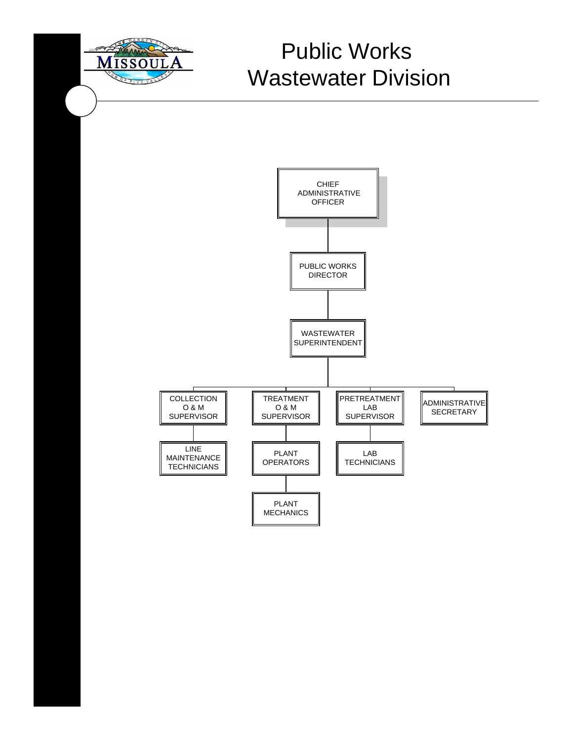# Public Works
# Wastewater Division

- CHIEF ADMINISTRATIVE OFFICER
  - PUBLIC WORKS DIRECTOR
    - WASTEWATER SUPERINTENDENT
      - COLLECTION O & M SUPERVISOR
        - LINE MAINTENANCE TECHNICIANS
      - TREATMENT O & M SUPERVISOR
        - PLANT OPERATORS
          - PLANT MECHANICS
      - PRETREATMENT LAB SUPERVISOR
        - LAB TECHNICIANS
      - ADMINISTRATIVE SECRETARY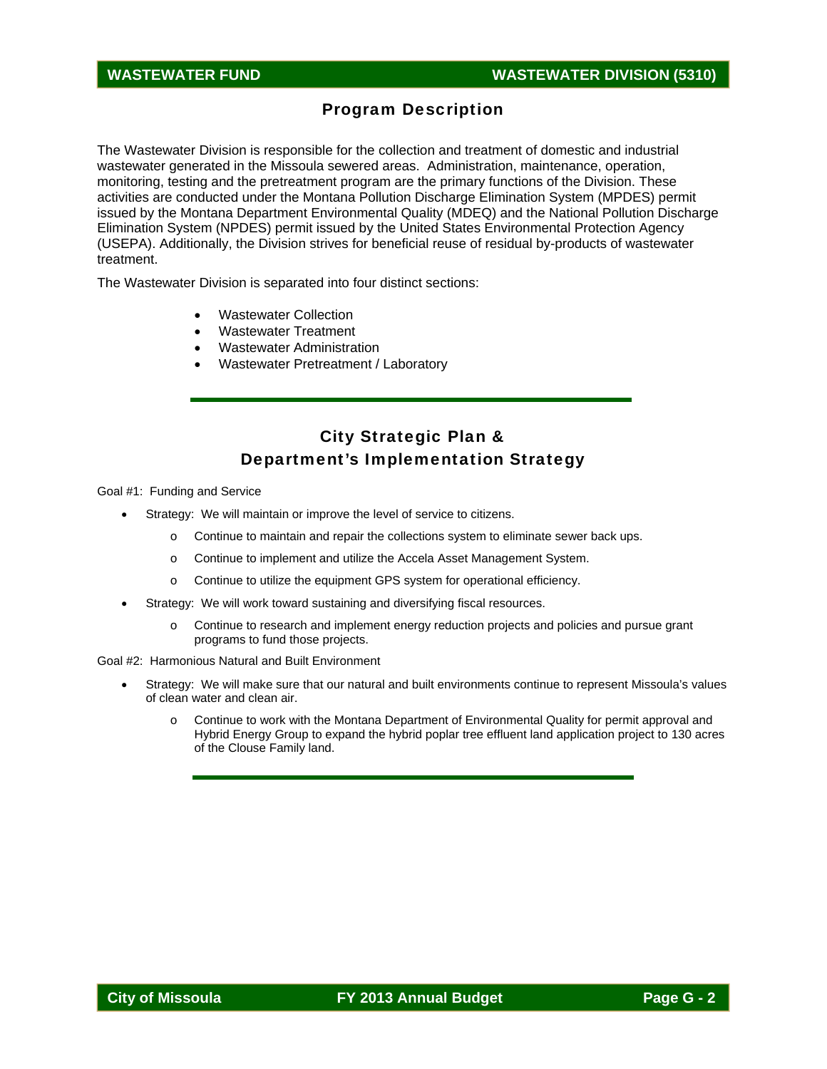## Program Description

The Wastewater Division is responsible for the collection and treatment of domestic and industrial wastewater generated in the Missoula sewered areas. Administration, maintenance, operation, monitoring, testing and the pretreatment program are the primary functions of the Division. These activities are conducted under the Montana Pollution Discharge Elimination System (MPDES) permit issued by the Montana Department Environmental Quality (MDEQ) and the National Pollution Discharge Elimination System (NPDES) permit issued by the United States Environmental Protection Agency (USEPA). Additionally, the Division strives for beneficial reuse of residual by-products of wastewater treatment.

The Wastewater Division is separated into four distinct sections:

- Wastewater Collection
- Wastewater Treatment
- Wastewater Administration
- Wastewater Pretreatment / Laboratory

## City Strategic Plan & Department's Implementation Strategy

Goal #1: Funding and Service

- Strategy: We will maintain or improve the level of service to citizens.
  - Continue to maintain and repair the collections system to eliminate sewer back ups.
  - Continue to implement and utilize the Accela Asset Management System.
  - Continue to utilize the equipment GPS system for operational efficiency.
- Strategy: We will work toward sustaining and diversifying fiscal resources.
  - Continue to research and implement energy reduction projects and policies and pursue grant programs to fund those projects.

Goal #2: Harmonious Natural and Built Environment

- Strategy: We will make sure that our natural and built environments continue to represent Missoula's values of clean water and clean air.
  - Continue to work with the Montana Department of Environmental Quality for permit approval and Hybrid Energy Group to expand the hybrid poplar tree effluent land application project to 130 acres of the Clouse Family land.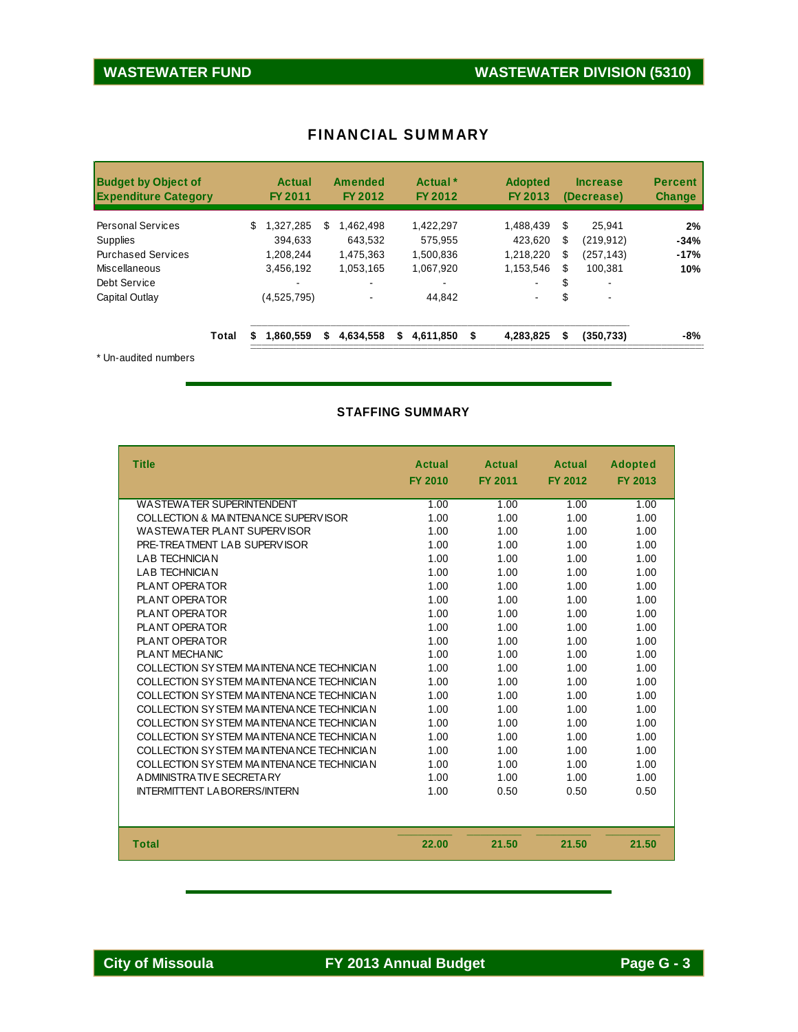## WASTEWATER FUND — WASTEWATER DIVISION (5310)

### FINANCIAL SUMMARY

| Budget by Object of Expenditure Category | Actual FY 2011 | Amended FY 2012 | Actual * FY 2012 | Adopted FY 2013 | Increase (Decrease) | Percent Change |
|---|---|---|---|---|---|---|
| Personal Services | $ 1,327,285 | $ 1,462,498 | 1,422,297 | 1,488,439 | $ 25,941 | 2% |
| Supplies | 394,633 | 643,532 | 575,955 | 423,620 | $ (219,912) | -34% |
| Purchased Services | 1,208,244 | 1,475,363 | 1,500,836 | 1,218,220 | $ (257,143) | -17% |
| Miscellaneous | 3,456,192 | 1,053,165 | 1,067,920 | 1,153,546 | $ 100,381 | 10% |
| Debt Service | - | - | - | - | $ - | |
| Capital Outlay | (4,525,795) | - | 44,842 | - | $ - | |
| **Total** | **$ 1,860,559** | **$ 4,634,558** | **$ 4,611,850** | **$ 4,283,825** | **$ (350,733)** | **-8%** |

* Un-audited numbers

### STAFFING SUMMARY

| Title | Actual FY 2010 | Actual FY 2011 | Actual FY 2012 | Adopted FY 2013 |
|---|---|---|---|---|
| WASTEWATER SUPERINTENDENT | 1.00 | 1.00 | 1.00 | 1.00 |
| COLLECTION & MAINTENANCE SUPERVISOR | 1.00 | 1.00 | 1.00 | 1.00 |
| WASTEWATER PLANT SUPERVISOR | 1.00 | 1.00 | 1.00 | 1.00 |
| PRE-TREATMENT LAB SUPERVISOR | 1.00 | 1.00 | 1.00 | 1.00 |
| LAB TECHNICIAN | 1.00 | 1.00 | 1.00 | 1.00 |
| LAB TECHNICIAN | 1.00 | 1.00 | 1.00 | 1.00 |
| PLANT OPERATOR | 1.00 | 1.00 | 1.00 | 1.00 |
| PLANT OPERATOR | 1.00 | 1.00 | 1.00 | 1.00 |
| PLANT OPERATOR | 1.00 | 1.00 | 1.00 | 1.00 |
| PLANT OPERATOR | 1.00 | 1.00 | 1.00 | 1.00 |
| PLANT OPERATOR | 1.00 | 1.00 | 1.00 | 1.00 |
| PLANT MECHANIC | 1.00 | 1.00 | 1.00 | 1.00 |
| COLLECTION SYSTEM MAINTENANCE TECHNICIAN | 1.00 | 1.00 | 1.00 | 1.00 |
| COLLECTION SYSTEM MAINTENANCE TECHNICIAN | 1.00 | 1.00 | 1.00 | 1.00 |
| COLLECTION SYSTEM MAINTENANCE TECHNICIAN | 1.00 | 1.00 | 1.00 | 1.00 |
| COLLECTION SYSTEM MAINTENANCE TECHNICIAN | 1.00 | 1.00 | 1.00 | 1.00 |
| COLLECTION SYSTEM MAINTENANCE TECHNICIAN | 1.00 | 1.00 | 1.00 | 1.00 |
| COLLECTION SYSTEM MAINTENANCE TECHNICIAN | 1.00 | 1.00 | 1.00 | 1.00 |
| COLLECTION SYSTEM MAINTENANCE TECHNICIAN | 1.00 | 1.00 | 1.00 | 1.00 |
| COLLECTION SYSTEM MAINTENANCE TECHNICIAN | 1.00 | 1.00 | 1.00 | 1.00 |
| ADMINISTRATIVE SECRETARY | 1.00 | 1.00 | 1.00 | 1.00 |
| INTERMITTENT LABORERS/INTERN | 1.00 | 0.50 | 0.50 | 0.50 |
| **Total** | **22.00** | **21.50** | **21.50** | **21.50** |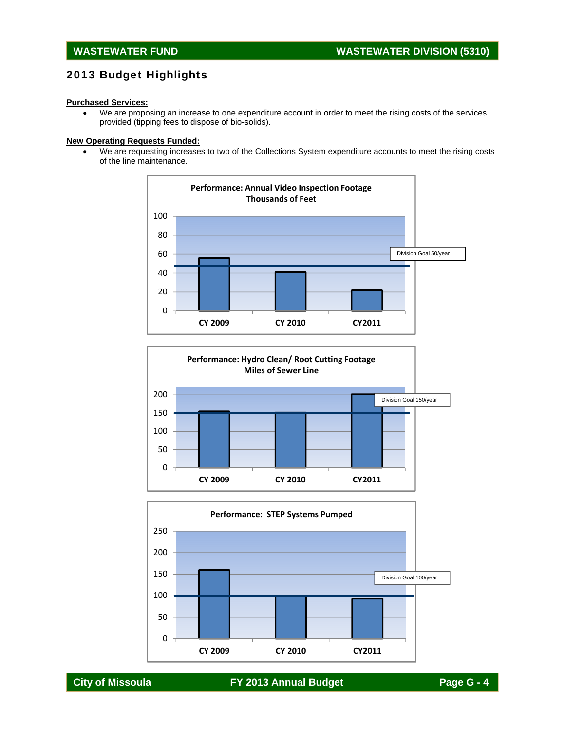# 2013 Budget Highlights

**Purchased Services:**

- We are proposing an increase to one expenditure account in order to meet the rising costs of the services provided (tipping fees to dispose of bio-solids).

**New Operating Requests Funded:**

- We are requesting increases to two of the Collections System expenditure accounts to meet the rising costs of the line maintenance.

**Performance: Annual Video Inspection Footage**
**Thousands of Feet**

Division Goal 50/year

CY 2009, CY 2010, CY2011

**Performance: Hydro Clean/ Root Cutting Footage**
**Miles of Sewer Line**

Division Goal 150/year

CY 2009, CY 2010, CY2011

**Performance: STEP Systems Pumped**

Division Goal 100/year

CY 2009, CY 2010, CY2011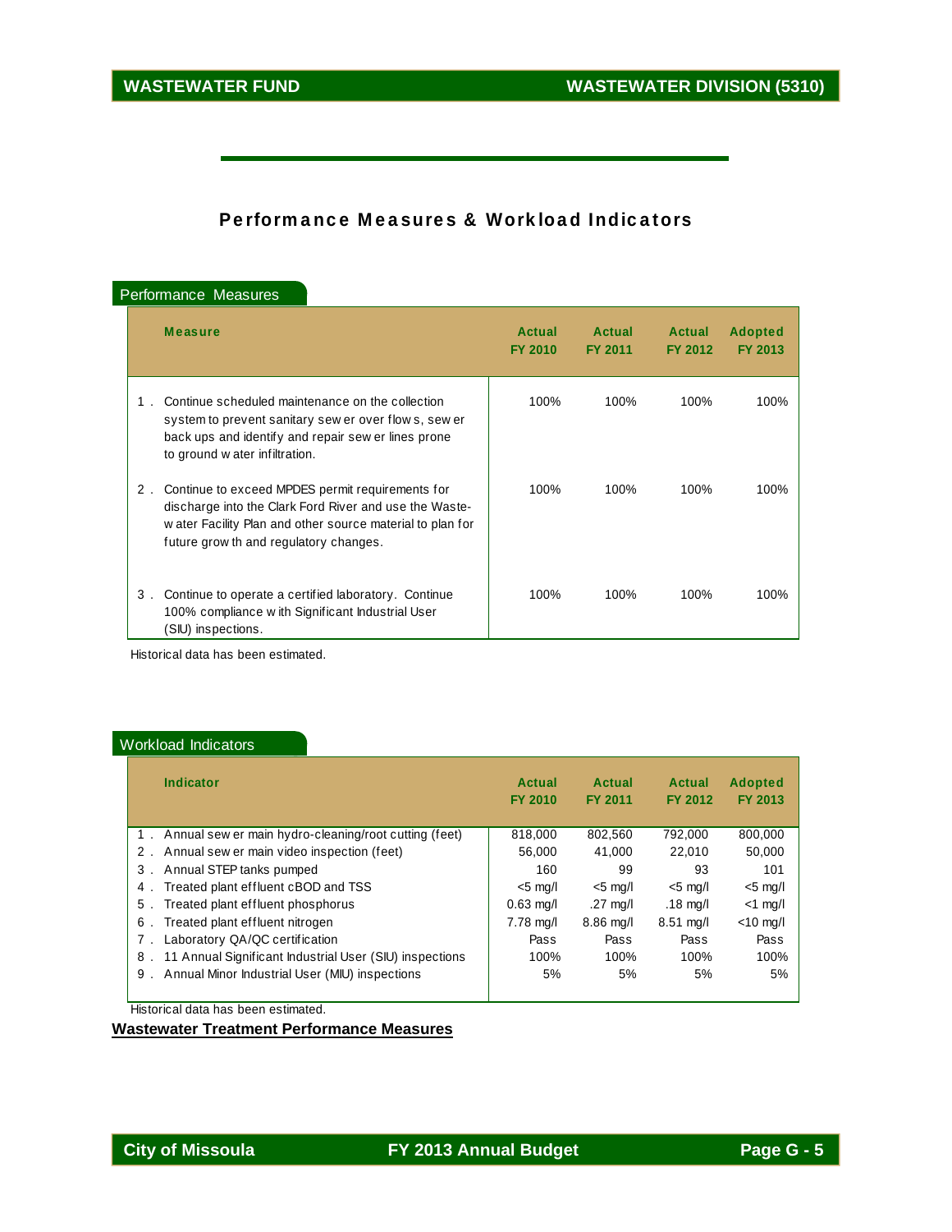## Performance Measures & Workload Indicators

### Performance Measures

| | Measure | Actual FY 2010 | Actual FY 2011 | Actual FY 2012 | Adopted FY 2013 |
|---|---|---|---|---|---|
| 1. | Continue scheduled maintenance on the collection system to prevent sanitary sewer over flows, sewer back ups and identify and repair sewer lines prone to ground water infiltration. | 100% | 100% | 100% | 100% |
| 2. | Continue to exceed MPDES permit requirements for discharge into the Clark Ford River and use the Waste-water Facility Plan and other source material to plan for future growth and regulatory changes. | 100% | 100% | 100% | 100% |
| 3. | Continue to operate a certified laboratory. Continue 100% compliance with Significant Industrial User (SIU) inspections. | 100% | 100% | 100% | 100% |

Historical data has been estimated.

### Workload Indicators

| | Indicator | Actual FY 2010 | Actual FY 2011 | Actual FY 2012 | Adopted FY 2013 |
|---|---|---|---|---|---|
| 1. | Annual sewer main hydro-cleaning/root cutting (feet) | 818,000 | 802,560 | 792,000 | 800,000 |
| 2. | Annual sewer main video inspection (feet) | 56,000 | 41,000 | 22,010 | 50,000 |
| 3. | Annual STEP tanks pumped | 160 | 99 | 93 | 101 |
| 4. | Treated plant effluent cBOD and TSS | <5 mg/l | <5 mg/l | <5 mg/l | <5 mg/l |
| 5. | Treated plant effluent phosphorus | 0.63 mg/l | .27 mg/l | .18 mg/l | <1 mg/l |
| 6. | Treated plant effluent nitrogen | 7.78 mg/l | 8.86 mg/l | 8.51 mg/l | <10 mg/l |
| 7. | Laboratory QA/QC certification | Pass | Pass | Pass | Pass |
| 8. | 11 Annual Significant Industrial User (SIU) inspections | 100% | 100% | 100% | 100% |
| 9. | Annual Minor Industrial User (MIU) inspections | 5% | 5% | 5% | 5% |

Historical data has been estimated.

**Wastewater Treatment Performance Measures**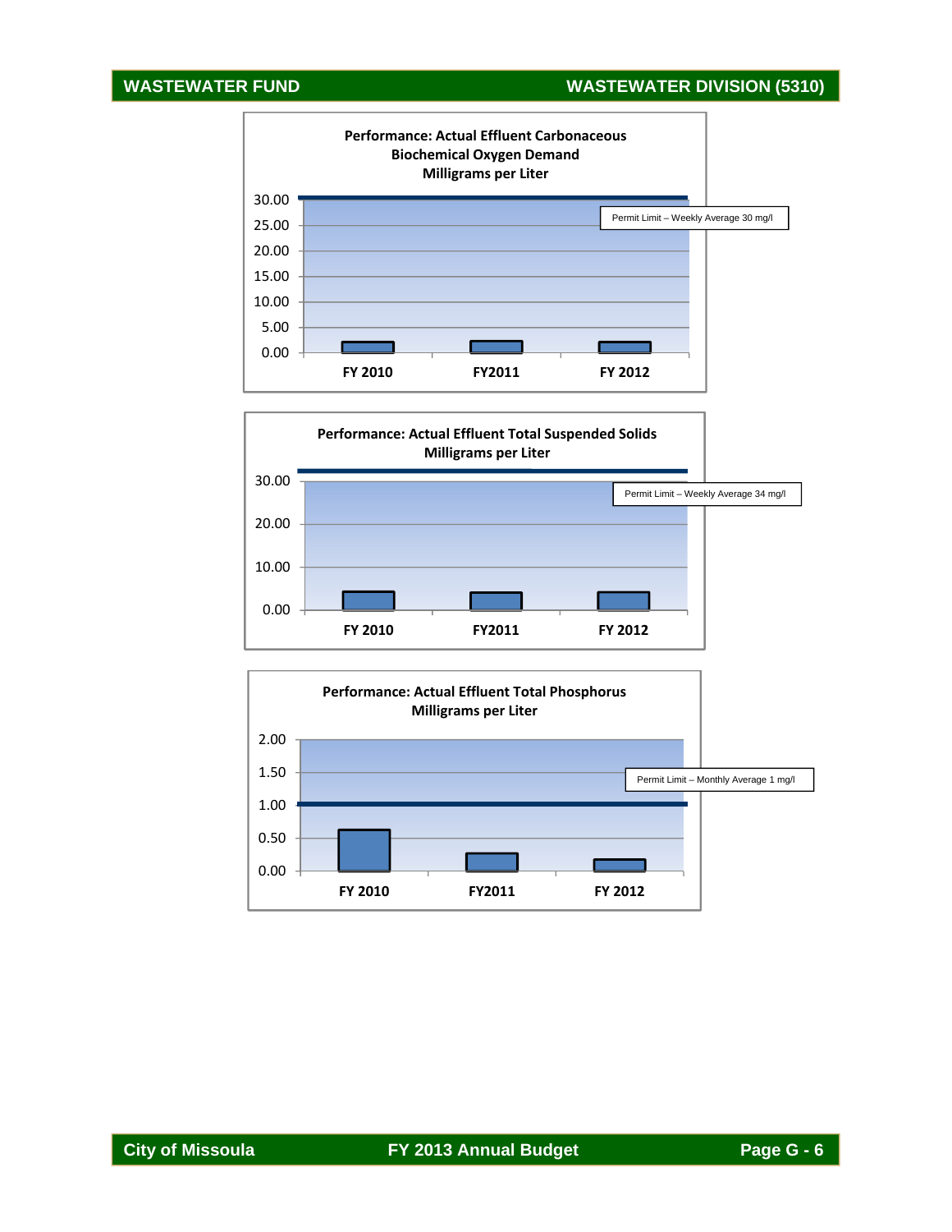**Performance: Actual Effluent Carbonaceous Biochemical Oxygen Demand Milligrams per Liter**

Permit Limit – Weekly Average 30 mg/l

30.00
25.00
20.00
15.00
10.00
5.00
0.00

FY 2010 | FY2011 | FY 2012

**Performance: Actual Effluent Total Suspended Solids Milligrams per Liter**

Permit Limit – Weekly Average 34 mg/l

30.00
20.00
10.00
0.00

FY 2010 | FY2011 | FY 2012

**Performance: Actual Effluent Total Phosphorus Milligrams per Liter**

Permit Limit – Monthly Average 1 mg/l

2.00
1.50
1.00
0.50
0.00

FY 2010 | FY2011 | FY 2012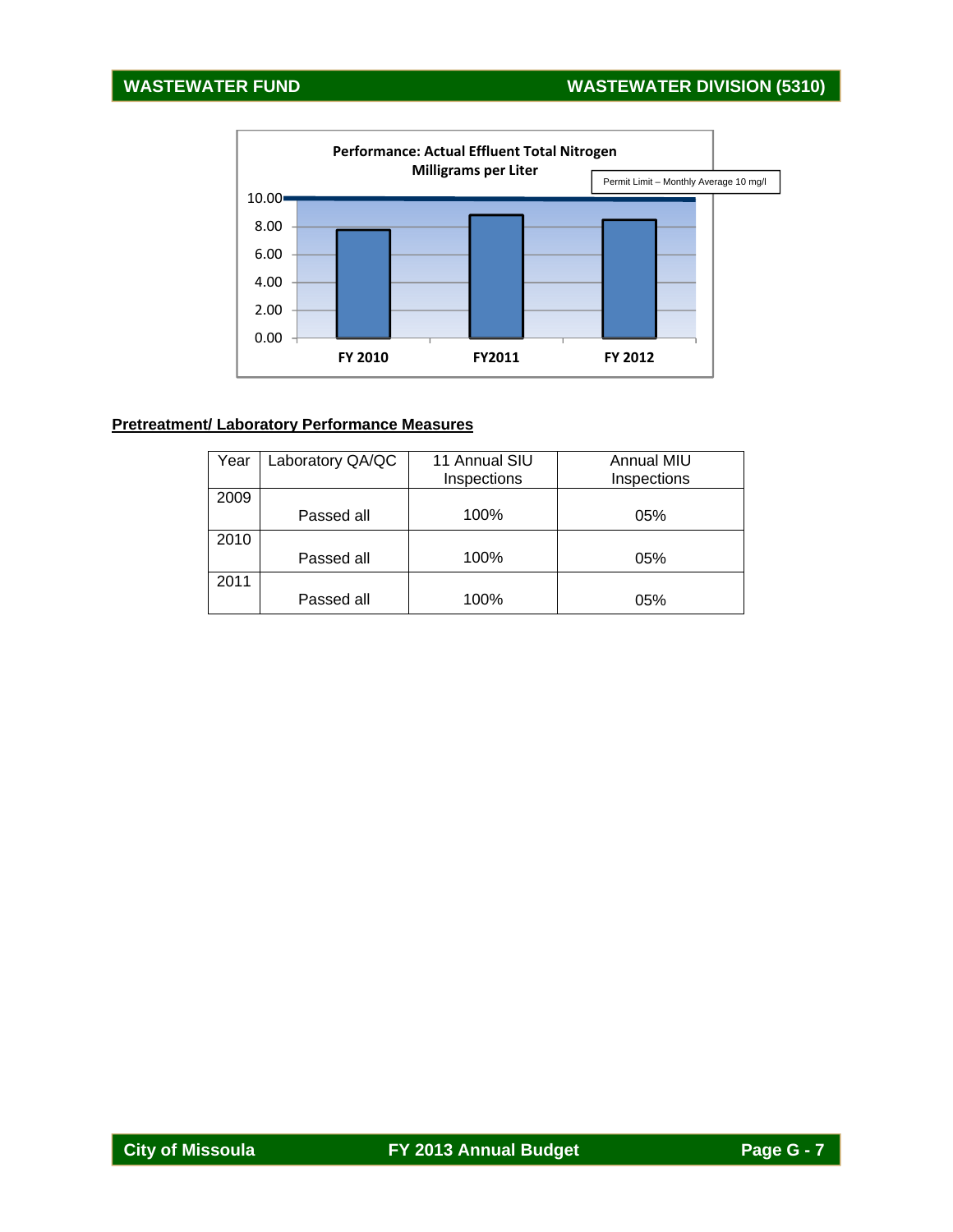**Performance: Actual Effluent Total Nitrogen**
**Milligrams per Liter**

Permit Limit – Monthly Average 10 mg/l

10.00
8.00
6.00
4.00
2.00
0.00

FY 2010 FY2011 FY 2012

**Pretreatment/ Laboratory Performance Measures**

| Year | Laboratory QA/QC | 11 Annual SIU Inspections | Annual MIU Inspections |
|---|---|---|---|
| 2009 | Passed all | 100% | 05% |
| 2010 | Passed all | 100% | 05% |
| 2011 | Passed all | 100% | 05% |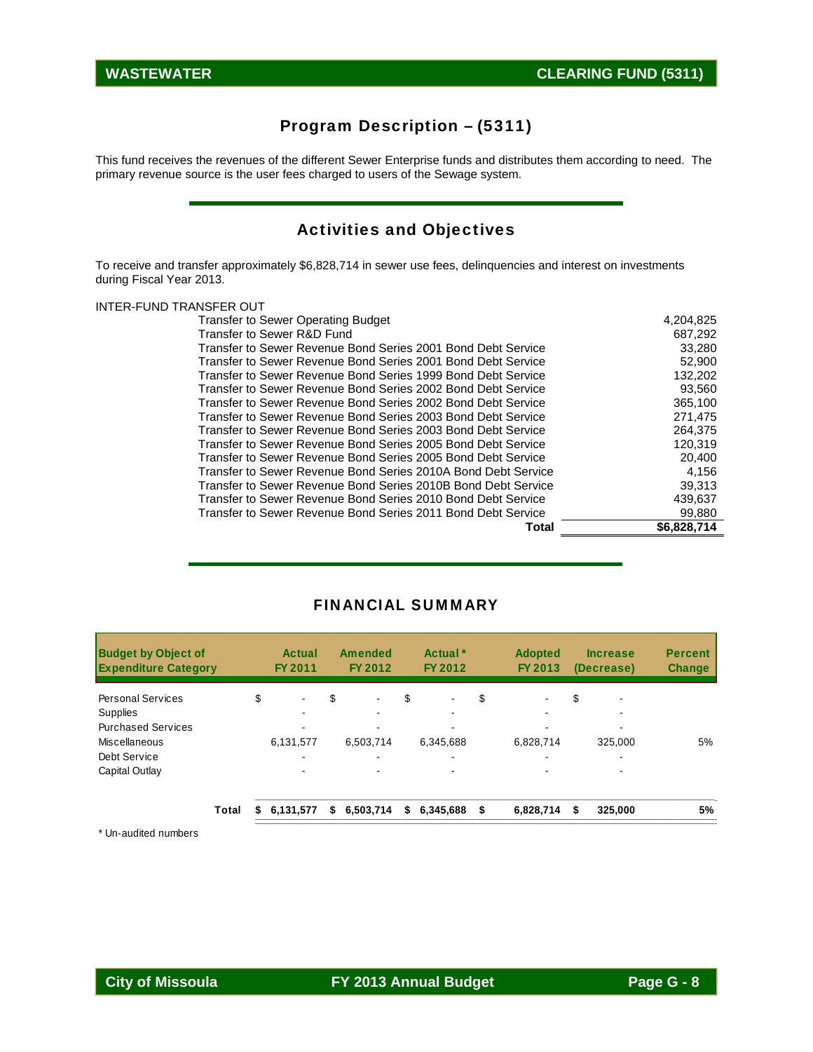## WASTEWATER — CLEARING FUND (5311)

## Program Description – (5311)

This fund receives the revenues of the different Sewer Enterprise funds and distributes them according to need. The primary revenue source is the user fees charged to users of the Sewage system.

## Activities and Objectives

To receive and transfer approximately $6,828,714 in sewer use fees, delinquencies and interest on investments during Fiscal Year 2013.

INTER-FUND TRANSFER OUT

| | |
|---|---:|
| Transfer to Sewer Operating Budget | 4,204,825 |
| Transfer to Sewer R&D Fund | 687,292 |
| Transfer to Sewer Revenue Bond Series 2001 Bond Debt Service | 33,280 |
| Transfer to Sewer Revenue Bond Series 2001 Bond Debt Service | 52,900 |
| Transfer to Sewer Revenue Bond Series 1999 Bond Debt Service | 132,202 |
| Transfer to Sewer Revenue Bond Series 2002 Bond Debt Service | 93,560 |
| Transfer to Sewer Revenue Bond Series 2002 Bond Debt Service | 365,100 |
| Transfer to Sewer Revenue Bond Series 2003 Bond Debt Service | 271,475 |
| Transfer to Sewer Revenue Bond Series 2003 Bond Debt Service | 264,375 |
| Transfer to Sewer Revenue Bond Series 2005 Bond Debt Service | 120,319 |
| Transfer to Sewer Revenue Bond Series 2005 Bond Debt Service | 20,400 |
| Transfer to Sewer Revenue Bond Series 2010A Bond Debt Service | 4,156 |
| Transfer to Sewer Revenue Bond Series 2010B Bond Debt Service | 39,313 |
| Transfer to Sewer Revenue Bond Series 2010 Bond Debt Service | 439,637 |
| Transfer to Sewer Revenue Bond Series 2011 Bond Debt Service | 99,880 |
| **Total** | **$6,828,714** |

## FINANCIAL SUMMARY

| Budget by Object of Expenditure Category | Actual FY 2011 | Amended FY 2012 | Actual * FY 2012 | Adopted FY 2013 | Increase (Decrease) | Percent Change |
|---|---:|---:|---:|---:|---:|---:|
| Personal Services | $ - | $ - | $ - | $ - | $ - | |
| Supplies | - | - | - | - | - | |
| Purchased Services | - | - | - | - | - | |
| Miscellaneous | 6,131,577 | 6,503,714 | 6,345,688 | 6,828,714 | 325,000 | 5% |
| Debt Service | - | - | - | - | - | |
| Capital Outlay | - | - | - | - | - | |
| **Total** | **$ 6,131,577** | **$ 6,503,714** | **$ 6,345,688** | **$ 6,828,714** | **$ 325,000** | **5%** |

* Un-audited numbers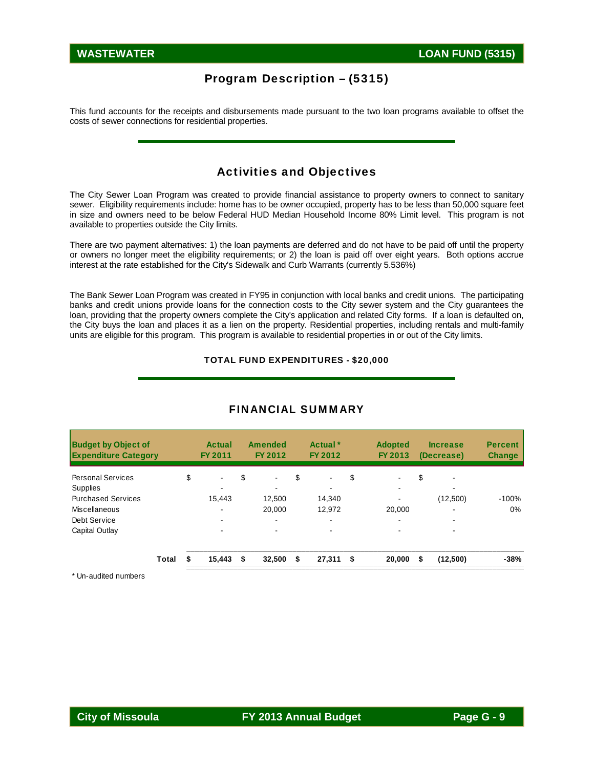# WASTEWATER — LOAN FUND (5315)

## Program Description – (5315)

This fund accounts for the receipts and disbursements made pursuant to the two loan programs available to offset the costs of sewer connections for residential properties.

## Activities and Objectives

The City Sewer Loan Program was created to provide financial assistance to property owners to connect to sanitary sewer. Eligibility requirements include: home has to be owner occupied, property has to be less than 50,000 square feet in size and owners need to be below Federal HUD Median Household Income 80% Limit level. This program is not available to properties outside the City limits.

There are two payment alternatives: 1) the loan payments are deferred and do not have to be paid off until the property or owners no longer meet the eligibility requirements; or 2) the loan is paid off over eight years. Both options accrue interest at the rate established for the City's Sidewalk and Curb Warrants (currently 5.536%)

The Bank Sewer Loan Program was created in FY95 in conjunction with local banks and credit unions. The participating banks and credit unions provide loans for the connection costs to the City sewer system and the City guarantees the loan, providing that the property owners complete the City's application and related City forms. If a loan is defaulted on, the City buys the loan and places it as a lien on the property. Residential properties, including rentals and multi-family units are eligible for this program. This program is available to residential properties in or out of the City limits.

**TOTAL FUND EXPENDITURES - $20,000**

## FINANCIAL SUMMARY

| Budget by Object of Expenditure Category | Actual FY 2011 | Amended FY 2012 | Actual * FY 2012 | Adopted FY 2013 | Increase (Decrease) | Percent Change |
|---|---|---|---|---|---|---|
| Personal Services | $ - | $ - | $ - | $ - | $ - | |
| Supplies | - | - | - | - | - | |
| Purchased Services | 15,443 | 12,500 | 14,340 | - | (12,500) | -100% |
| Miscellaneous | - | 20,000 | 12,972 | 20,000 | - | 0% |
| Debt Service | - | - | - | - | - | |
| Capital Outlay | - | - | - | - | - | |
| **Total** | **$ 15,443** | **$ 32,500** | **$ 27,311** | **$ 20,000** | **$ (12,500)** | **-38%** |

\* Un-audited numbers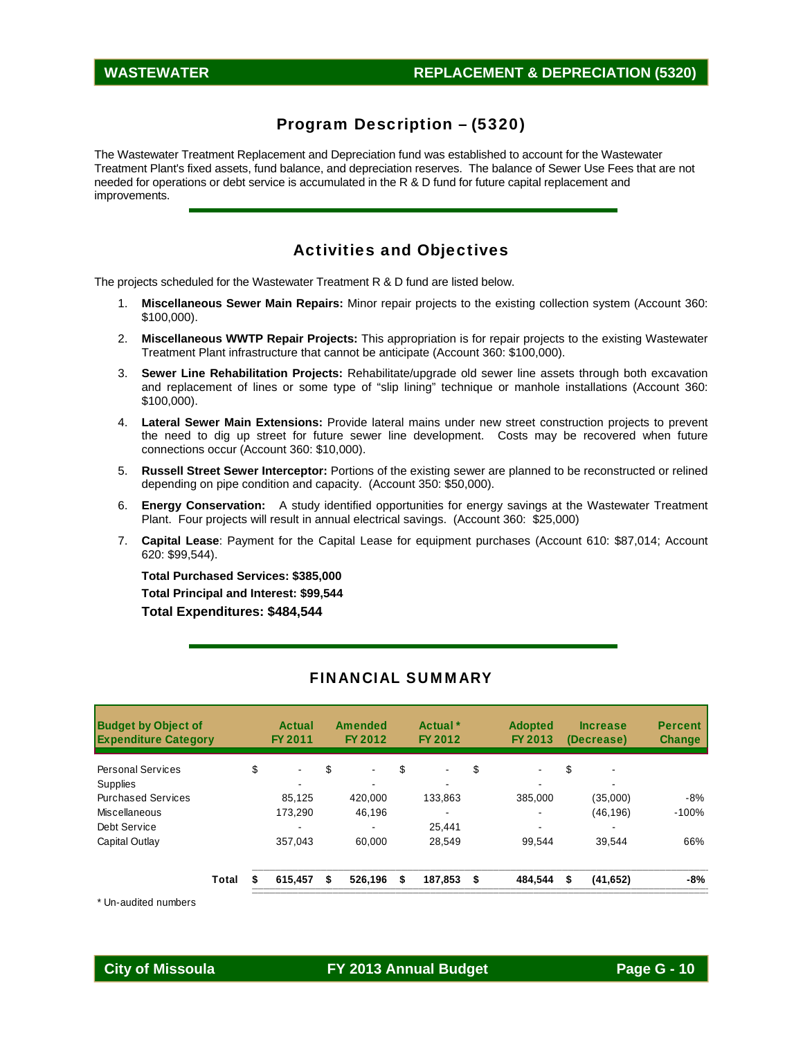# WASTEWATER — REPLACEMENT & DEPRECIATION (5320)

## Program Description – (5320)

The Wastewater Treatment Replacement and Depreciation fund was established to account for the Wastewater Treatment Plant's fixed assets, fund balance, and depreciation reserves. The balance of Sewer Use Fees that are not needed for operations or debt service is accumulated in the R & D fund for future capital replacement and improvements.

## Activities and Objectives

The projects scheduled for the Wastewater Treatment R & D fund are listed below.

1. **Miscellaneous Sewer Main Repairs:** Minor repair projects to the existing collection system (Account 360: $100,000).
2. **Miscellaneous WWTP Repair Projects:** This appropriation is for repair projects to the existing Wastewater Treatment Plant infrastructure that cannot be anticipate (Account 360: $100,000).
3. **Sewer Line Rehabilitation Projects:** Rehabilitate/upgrade old sewer line assets through both excavation and replacement of lines or some type of "slip lining" technique or manhole installations (Account 360: $100,000).
4. **Lateral Sewer Main Extensions:** Provide lateral mains under new street construction projects to prevent the need to dig up street for future sewer line development. Costs may be recovered when future connections occur (Account 360: $10,000).
5. **Russell Street Sewer Interceptor:** Portions of the existing sewer are planned to be reconstructed or relined depending on pipe condition and capacity. (Account 350: $50,000).
6. **Energy Conservation:** A study identified opportunities for energy savings at the Wastewater Treatment Plant. Four projects will result in annual electrical savings. (Account 360: $25,000)
7. **Capital Lease**: Payment for the Capital Lease for equipment purchases (Account 610: $87,014; Account 620: $99,544).

**Total Purchased Services: $385,000**

**Total Principal and Interest: $99,544**

**Total Expenditures: $484,544**

## FINANCIAL SUMMARY

| Budget by Object of Expenditure Category | Actual FY 2011 | Amended FY 2012 | Actual * FY 2012 | Adopted FY 2013 | Increase (Decrease) | Percent Change |
|---|---|---|---|---|---|---|
| Personal Services | $ - | $ - | $ - | $ - | $ - | |
| Supplies | - | - | - | - | - | |
| Purchased Services | 85,125 | 420,000 | 133,863 | 385,000 | (35,000) | -8% |
| Miscellaneous | 173,290 | 46,196 | - | - | (46,196) | -100% |
| Debt Service | - | - | 25,441 | - | - | |
| Capital Outlay | 357,043 | 60,000 | 28,549 | 99,544 | 39,544 | 66% |
| **Total** | **$ 615,457** | **$ 526,196** | **$ 187,853** | **$ 484,544** | **$ (41,652)** | **-8%** |

\* Un-audited numbers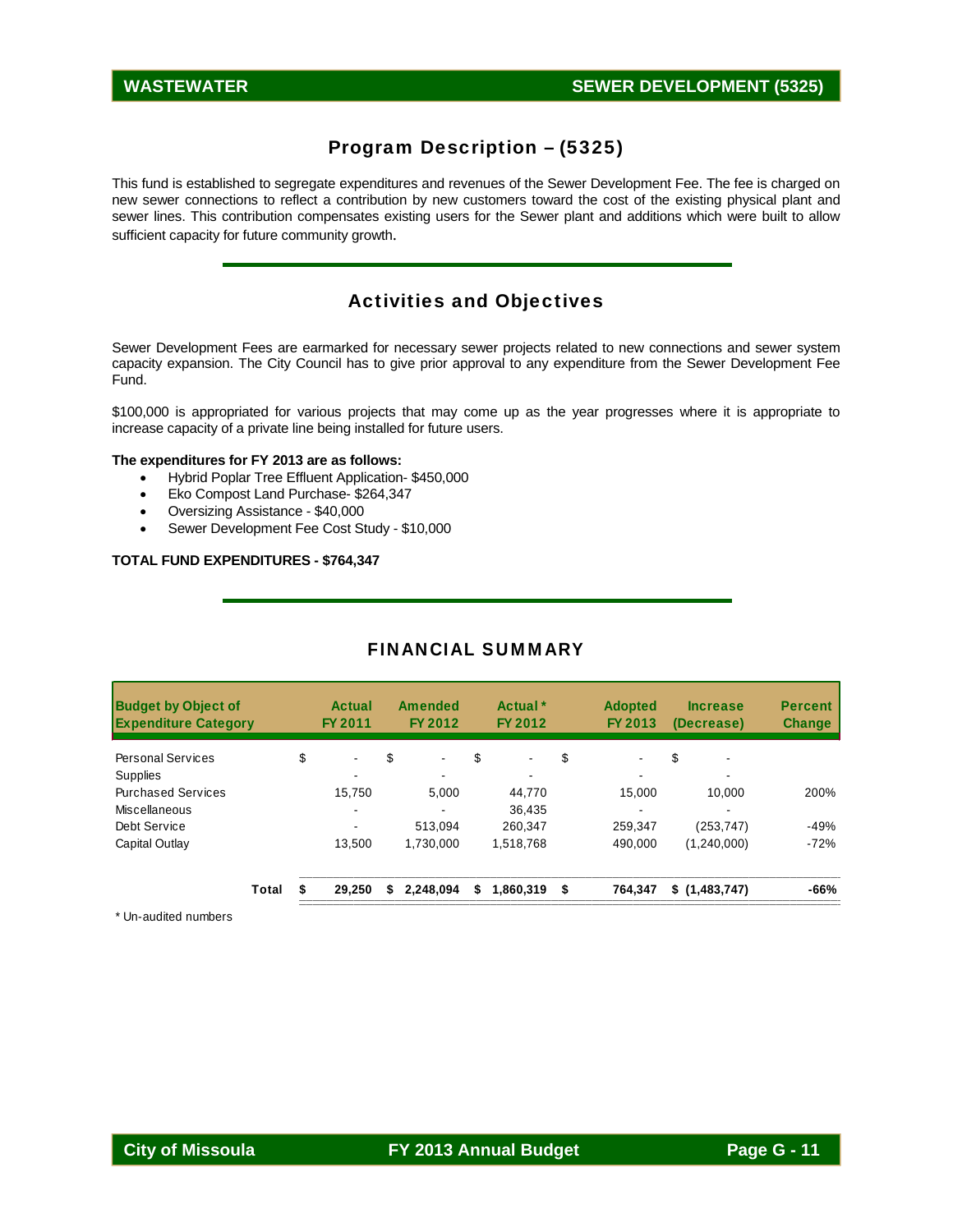## Program Description – (5325)

This fund is established to segregate expenditures and revenues of the Sewer Development Fee. The fee is charged on new sewer connections to reflect a contribution by new customers toward the cost of the existing physical plant and sewer lines. This contribution compensates existing users for the Sewer plant and additions which were built to allow sufficient capacity for future community growth.

## Activities and Objectives

Sewer Development Fees are earmarked for necessary sewer projects related to new connections and sewer system capacity expansion. The City Council has to give prior approval to any expenditure from the Sewer Development Fee Fund.

$100,000 is appropriated for various projects that may come up as the year progresses where it is appropriate to increase capacity of a private line being installed for future users.

**The expenditures for FY 2013 are as follows:**

- Hybrid Poplar Tree Effluent Application- $450,000
- Eko Compost Land Purchase- $264,347
- Oversizing Assistance - $40,000
- Sewer Development Fee Cost Study - $10,000

**TOTAL FUND EXPENDITURES - $764,347**

## FINANCIAL SUMMARY

| Budget by Object of Expenditure Category | Actual FY 2011 | Amended FY 2012 | Actual * FY 2012 | Adopted FY 2013 | Increase (Decrease) | Percent Change |
|---|---|---|---|---|---|---|
| Personal Services | $ - | $ - | $ - | $ - | $ - | |
| Supplies | - | - | - | - | - | |
| Purchased Services | 15,750 | 5,000 | 44,770 | 15,000 | 10,000 | 200% |
| Miscellaneous | - | - | 36,435 | - | - | |
| Debt Service | - | 513,094 | 260,347 | 259,347 | (253,747) | -49% |
| Capital Outlay | 13,500 | 1,730,000 | 1,518,768 | 490,000 | (1,240,000) | -72% |
| **Total** | **$ 29,250** | **$ 2,248,094** | **$ 1,860,319** | **$ 764,347** | **$ (1,483,747)** | **-66%** |

\* Un-audited numbers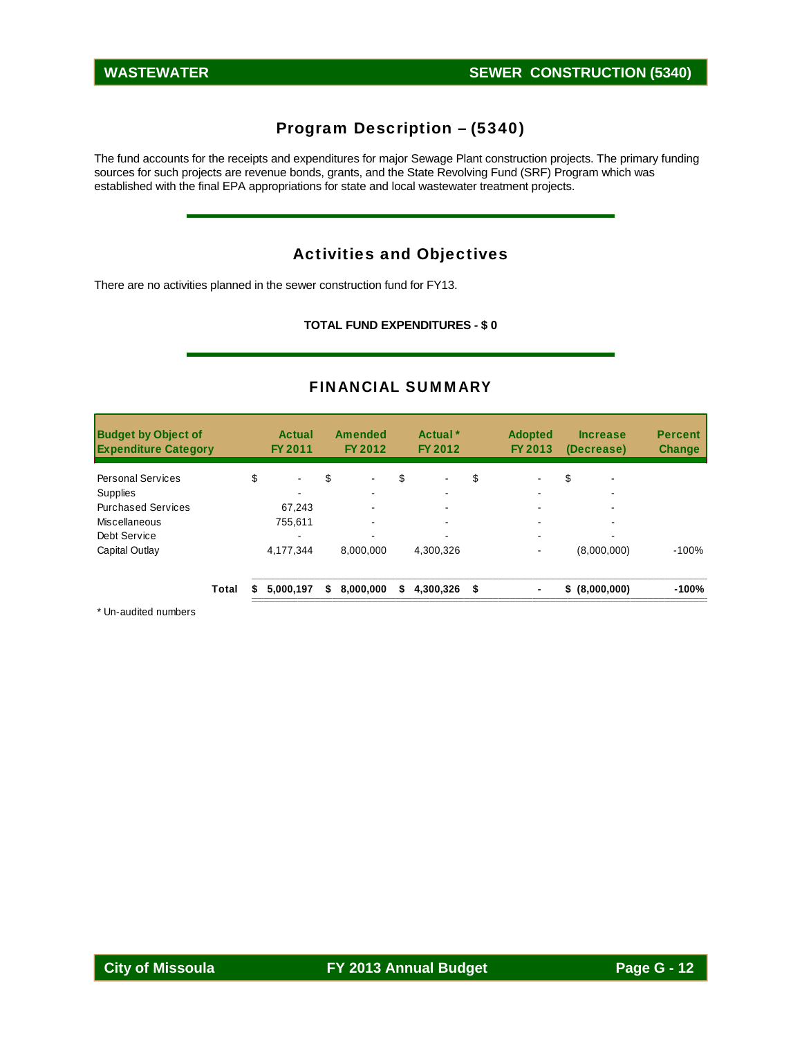## Program Description – (5340)

The fund accounts for the receipts and expenditures for major Sewage Plant construction projects. The primary funding sources for such projects are revenue bonds, grants, and the State Revolving Fund (SRF) Program which was established with the final EPA appropriations for state and local wastewater treatment projects.

## Activities and Objectives

There are no activities planned in the sewer construction fund for FY13.

**TOTAL FUND EXPENDITURES - $ 0**

## FINANCIAL SUMMARY

| Budget by Object of Expenditure Category | Actual FY 2011 | Amended FY 2012 | Actual * FY 2012 | Adopted FY 2013 | Increase (Decrease) | Percent Change |
|---|---|---|---|---|---|---|
| Personal Services | $ - | $ - | $ - | $ - | $ - | |
| Supplies | - | - | - | - | - | |
| Purchased Services | 67,243 | - | - | - | - | |
| Miscellaneous | 755,611 | - | - | - | - | |
| Debt Service | - | - | - | - | - | |
| Capital Outlay | 4,177,344 | 8,000,000 | 4,300,326 | - | (8,000,000) | -100% |
| **Total** | **$ 5,000,197** | **$ 8,000,000** | **$ 4,300,326** | **$ -** | **$ (8,000,000)** | **-100%** |

* Un-audited numbers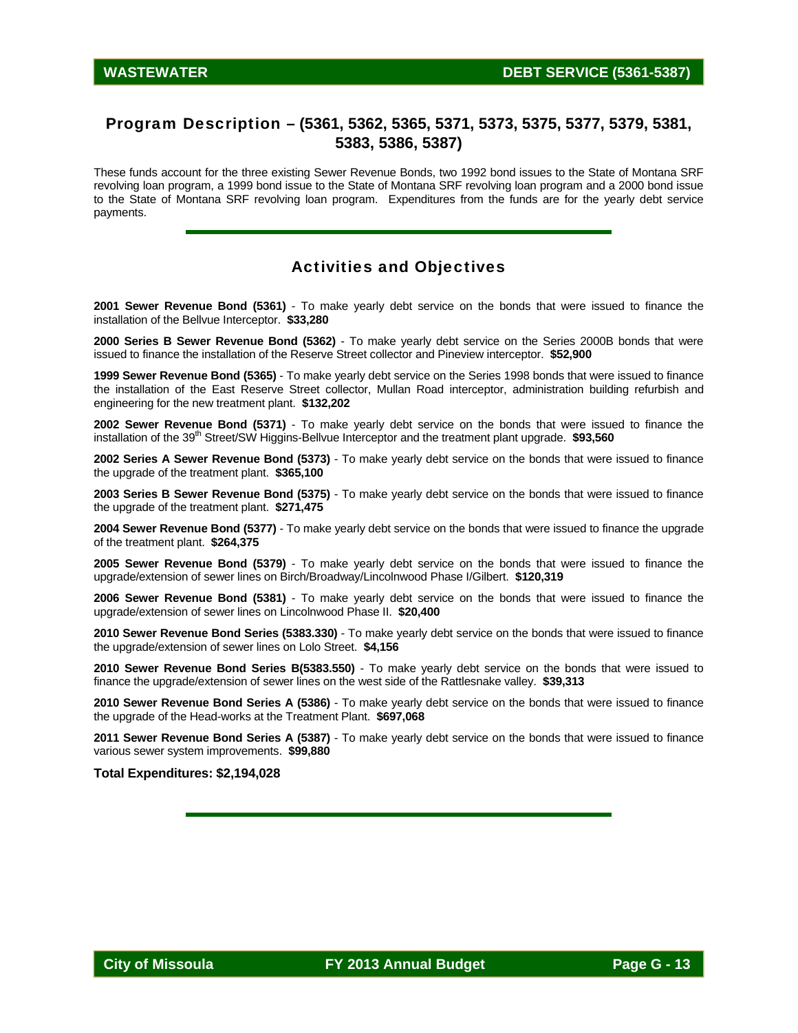## Program Description – (5361, 5362, 5365, 5371, 5373, 5375, 5377, 5379, 5381, 5383, 5386, 5387)

These funds account for the three existing Sewer Revenue Bonds, two 1992 bond issues to the State of Montana SRF revolving loan program, a 1999 bond issue to the State of Montana SRF revolving loan program and a 2000 bond issue to the State of Montana SRF revolving loan program. Expenditures from the funds are for the yearly debt service payments.

## Activities and Objectives

**2001 Sewer Revenue Bond (5361)** - To make yearly debt service on the bonds that were issued to finance the installation of the Bellvue Interceptor. **$33,280**

**2000 Series B Sewer Revenue Bond (5362)** - To make yearly debt service on the Series 2000B bonds that were issued to finance the installation of the Reserve Street collector and Pineview interceptor. **$52,900**

**1999 Sewer Revenue Bond (5365)** - To make yearly debt service on the Series 1998 bonds that were issued to finance the installation of the East Reserve Street collector, Mullan Road interceptor, administration building refurbish and engineering for the new treatment plant. **$132,202**

**2002 Sewer Revenue Bond (5371)** - To make yearly debt service on the bonds that were issued to finance the installation of the 39th Street/SW Higgins-Bellvue Interceptor and the treatment plant upgrade. **$93,560**

**2002 Series A Sewer Revenue Bond (5373)** - To make yearly debt service on the bonds that were issued to finance the upgrade of the treatment plant. **$365,100**

**2003 Series B Sewer Revenue Bond (5375)** - To make yearly debt service on the bonds that were issued to finance the upgrade of the treatment plant. **$271,475**

**2004 Sewer Revenue Bond (5377)** - To make yearly debt service on the bonds that were issued to finance the upgrade of the treatment plant. **$264,375**

**2005 Sewer Revenue Bond (5379)** - To make yearly debt service on the bonds that were issued to finance the upgrade/extension of sewer lines on Birch/Broadway/Lincolnwood Phase I/Gilbert. **$120,319**

**2006 Sewer Revenue Bond (5381)** - To make yearly debt service on the bonds that were issued to finance the upgrade/extension of sewer lines on Lincolnwood Phase II. **$20,400**

**2010 Sewer Revenue Bond Series (5383.330)** - To make yearly debt service on the bonds that were issued to finance the upgrade/extension of sewer lines on Lolo Street. **$4,156**

**2010 Sewer Revenue Bond Series B(5383.550)** - To make yearly debt service on the bonds that were issued to finance the upgrade/extension of sewer lines on the west side of the Rattlesnake valley. **$39,313**

**2010 Sewer Revenue Bond Series A (5386)** - To make yearly debt service on the bonds that were issued to finance the upgrade of the Head-works at the Treatment Plant. **$697,068**

**2011 Sewer Revenue Bond Series A (5387)** - To make yearly debt service on the bonds that were issued to finance various sewer system improvements. **$99,880**

**Total Expenditures: $2,194,028**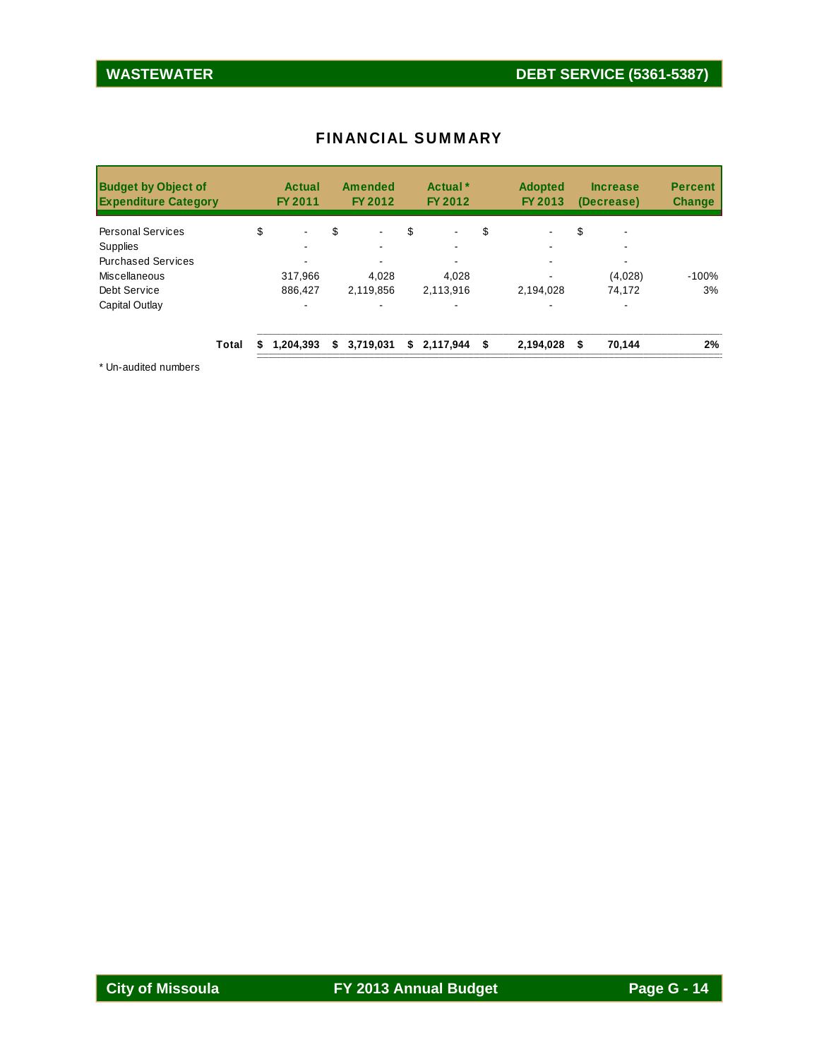# WASTEWATER — DEBT SERVICE (5361-5387)

## FINANCIAL SUMMARY

| Budget by Object of Expenditure Category | Actual FY 2011 | Amended FY 2012 | Actual * FY 2012 | Adopted FY 2013 | Increase (Decrease) | Percent Change |
|---|---|---|---|---|---|---|
| Personal Services | $ - | $ - | $ - | $ - | $ - | |
| Supplies | - | - | - | - | - | |
| Purchased Services | - | - | - | - | - | |
| Miscellaneous | 317,966 | 4,028 | 4,028 | - | (4,028) | -100% |
| Debt Service | 886,427 | 2,119,856 | 2,113,916 | 2,194,028 | 74,172 | 3% |
| Capital Outlay | - | - | - | - | - | |
| **Total** | **$ 1,204,393** | **$ 3,719,031** | **$ 2,117,944** | **$ 2,194,028** | **$ 70,144** | **2%** |

* Un-audited numbers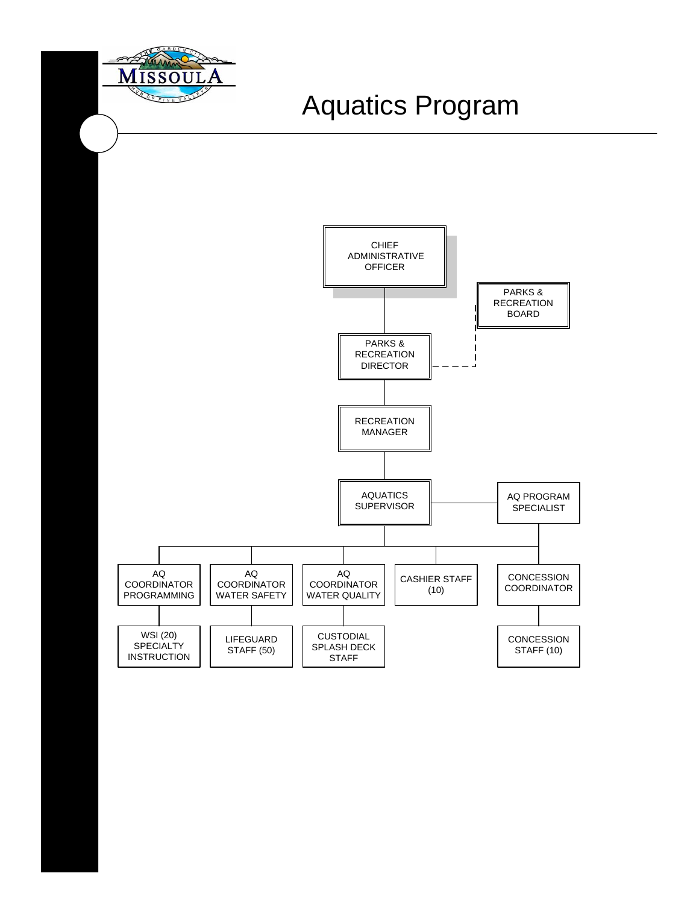# Aquatics Program

- CHIEF ADMINISTRATIVE OFFICER
  - PARKS & RECREATION DIRECTOR (dashed line to PARKS & RECREATION BOARD)
    - RECREATION MANAGER
      - AQUATICS SUPERVISOR
        - AQ PROGRAM SPECIALIST
          - CONCESSION COORDINATOR
            - CONCESSION STAFF (10)
        - AQ COORDINATOR PROGRAMMING
          - WSI (20) SPECIALTY INSTRUCTION
        - AQ COORDINATOR WATER SAFETY
          - LIFEGUARD STAFF (50)
        - AQ COORDINATOR WATER QUALITY
          - CUSTODIAL SPLASH DECK STAFF
        - CASHIER STAFF (10)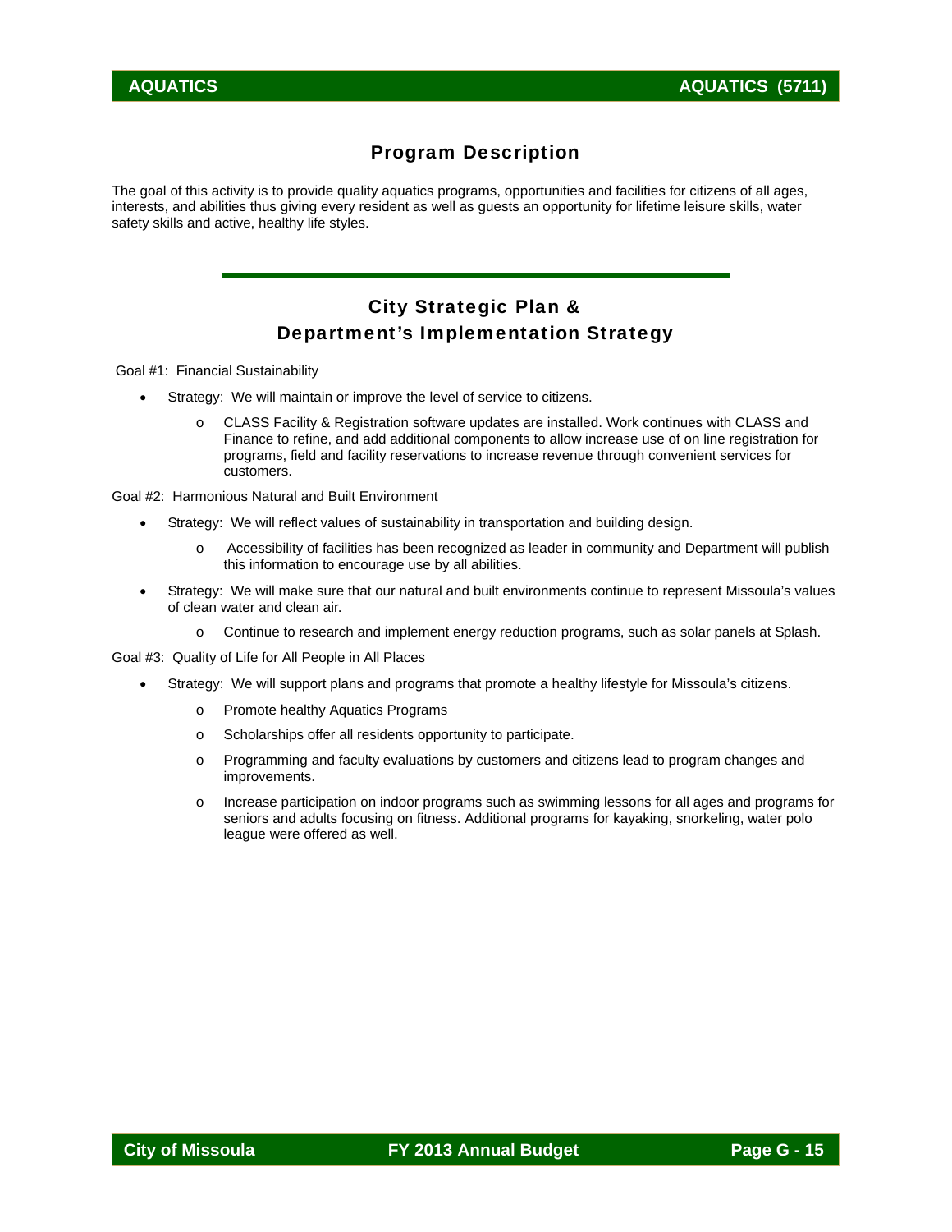# AQUATICS

## Program Description

The goal of this activity is to provide quality aquatics programs, opportunities and facilities for citizens of all ages, interests, and abilities thus giving every resident as well as guests an opportunity for lifetime leisure skills, water safety skills and active, healthy life styles.

## City Strategic Plan & Department's Implementation Strategy

Goal #1: Financial Sustainability

- Strategy: We will maintain or improve the level of service to citizens.
  - CLASS Facility & Registration software updates are installed. Work continues with CLASS and Finance to refine, and add additional components to allow increase use of on line registration for programs, field and facility reservations to increase revenue through convenient services for customers.

Goal #2: Harmonious Natural and Built Environment

- Strategy: We will reflect values of sustainability in transportation and building design.
  - Accessibility of facilities has been recognized as leader in community and Department will publish this information to encourage use by all abilities.
- Strategy: We will make sure that our natural and built environments continue to represent Missoula's values of clean water and clean air.
  - Continue to research and implement energy reduction programs, such as solar panels at Splash.

Goal #3: Quality of Life for All People in All Places

- Strategy: We will support plans and programs that promote a healthy lifestyle for Missoula's citizens.
  - Promote healthy Aquatics Programs
  - Scholarships offer all residents opportunity to participate.
  - Programming and faculty evaluations by customers and citizens lead to program changes and improvements.
  - Increase participation on indoor programs such as swimming lessons for all ages and programs for seniors and adults focusing on fitness. Additional programs for kayaking, snorkeling, water polo league were offered as well.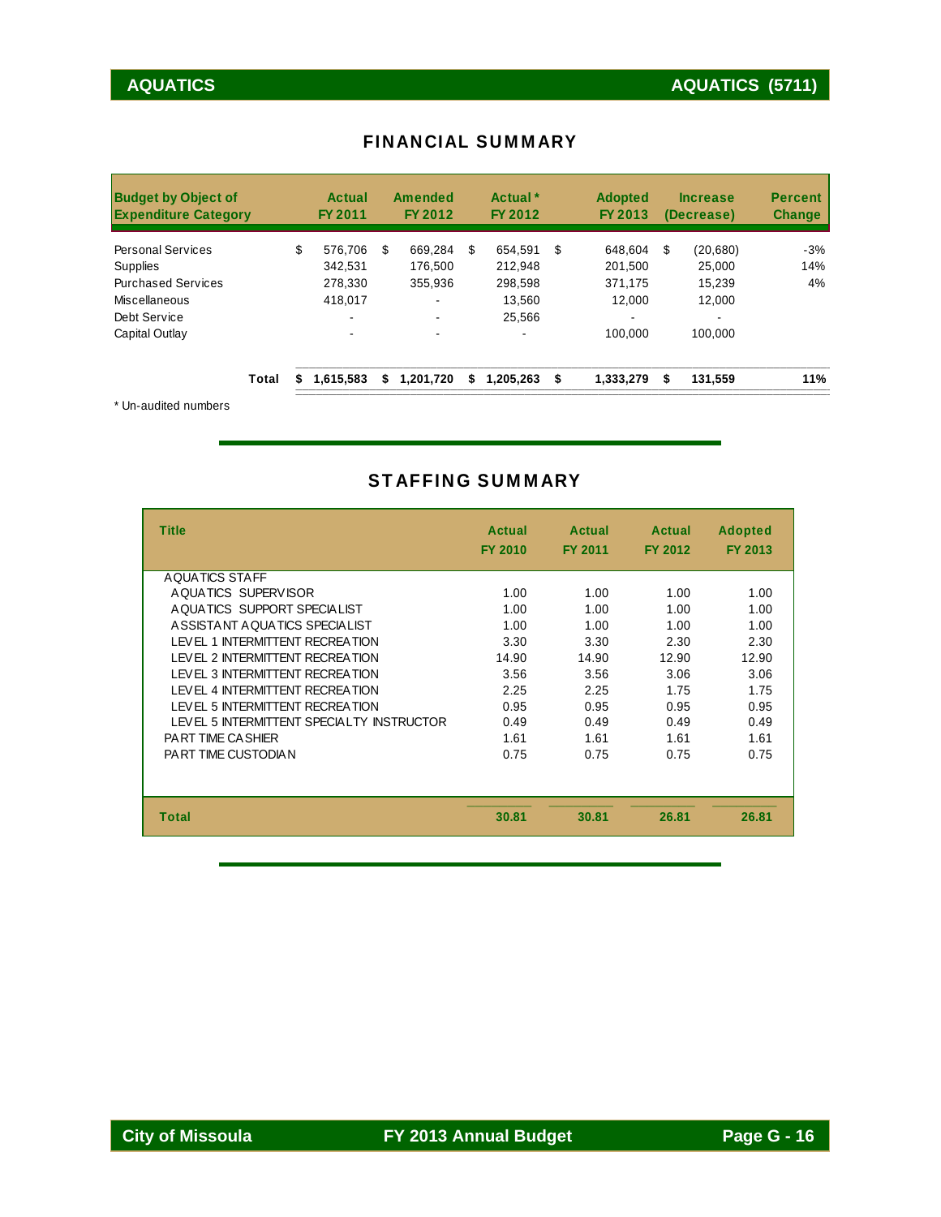# AQUATICS

## AQUATICS (5711)

### FINANCIAL SUMMARY

| Budget by Object of Expenditure Category | Actual FY 2011 | Amended FY 2012 | Actual * FY 2012 | Adopted FY 2013 | Increase (Decrease) | Percent Change |
|---|---|---|---|---|---|---|
| Personal Services | $ 576,706 | $ 669,284 | $ 654,591 | $ 648,604 | $ (20,680) | -3% |
| Supplies | 342,531 | 176,500 | 212,948 | 201,500 | 25,000 | 14% |
| Purchased Services | 278,330 | 355,936 | 298,598 | 371,175 | 15,239 | 4% |
| Miscellaneous | 418,017 | - | 13,560 | 12,000 | 12,000 | |
| Debt Service | - | - | 25,566 | - | - | |
| Capital Outlay | - | - | - | 100,000 | 100,000 | |
| **Total** | **$ 1,615,583** | **$ 1,201,720** | **$ 1,205,263** | **$ 1,333,279** | **$ 131,559** | **11%** |

\* Un-audited numbers

### STAFFING SUMMARY

| Title | Actual FY 2010 | Actual FY 2011 | Actual FY 2012 | Adopted FY 2013 |
|---|---|---|---|---|
| AQUATICS STAFF | | | | |
| AQUATICS SUPERVISOR | 1.00 | 1.00 | 1.00 | 1.00 |
| AQUATICS SUPPORT SPECIALIST | 1.00 | 1.00 | 1.00 | 1.00 |
| ASSISTANT AQUATICS SPECIALIST | 1.00 | 1.00 | 1.00 | 1.00 |
| LEVEL 1 INTERMITTENT RECREATION | 3.30 | 3.30 | 2.30 | 2.30 |
| LEVEL 2 INTERMITTENT RECREATION | 14.90 | 14.90 | 12.90 | 12.90 |
| LEVEL 3 INTERMITTENT RECREATION | 3.56 | 3.56 | 3.06 | 3.06 |
| LEVEL 4 INTERMITTENT RECREATION | 2.25 | 2.25 | 1.75 | 1.75 |
| LEVEL 5 INTERMITTENT RECREATION | 0.95 | 0.95 | 0.95 | 0.95 |
| LEVEL 5 INTERMITTENT SPECIALTY INSTRUCTOR | 0.49 | 0.49 | 0.49 | 0.49 |
| PART TIME CASHIER | 1.61 | 1.61 | 1.61 | 1.61 |
| PART TIME CUSTODIAN | 0.75 | 0.75 | 0.75 | 0.75 |
| **Total** | **30.81** | **30.81** | **26.81** | **26.81** |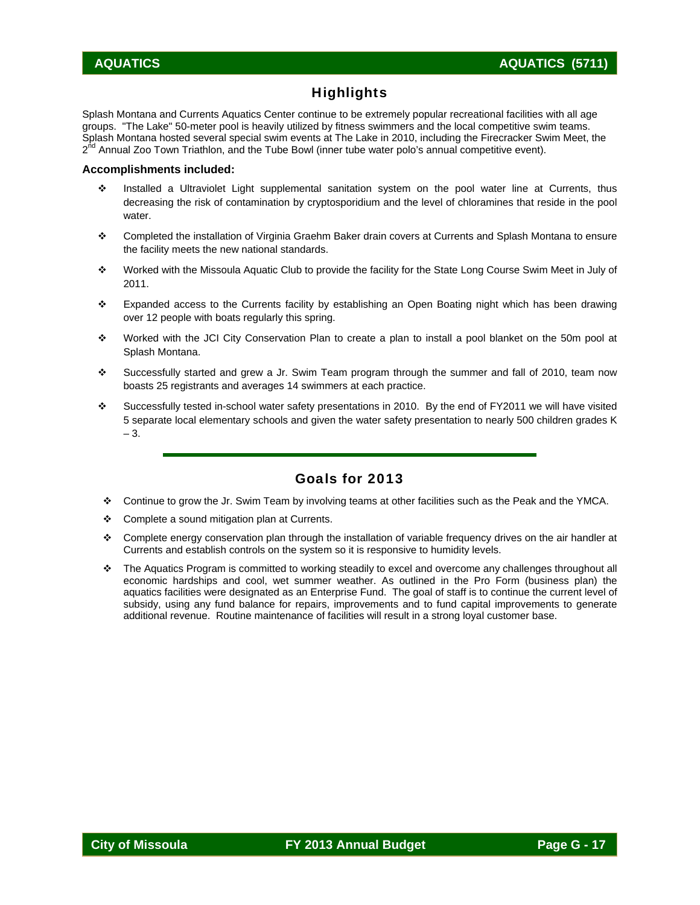## Highlights

Splash Montana and Currents Aquatics Center continue to be extremely popular recreational facilities with all age groups. "The Lake" 50-meter pool is heavily utilized by fitness swimmers and the local competitive swim teams. Splash Montana hosted several special swim events at The Lake in 2010, including the Firecracker Swim Meet, the 2nd Annual Zoo Town Triathlon, and the Tube Bowl (inner tube water polo's annual competitive event).

**Accomplishments included:**

- Installed a Ultraviolet Light supplemental sanitation system on the pool water line at Currents, thus decreasing the risk of contamination by cryptosporidium and the level of chloramines that reside in the pool water.
- Completed the installation of Virginia Graehm Baker drain covers at Currents and Splash Montana to ensure the facility meets the new national standards.
- Worked with the Missoula Aquatic Club to provide the facility for the State Long Course Swim Meet in July of 2011.
- Expanded access to the Currents facility by establishing an Open Boating night which has been drawing over 12 people with boats regularly this spring.
- Worked with the JCI City Conservation Plan to create a plan to install a pool blanket on the 50m pool at Splash Montana.
- Successfully started and grew a Jr. Swim Team program through the summer and fall of 2010, team now boasts 25 registrants and averages 14 swimmers at each practice.
- Successfully tested in-school water safety presentations in 2010. By the end of FY2011 we will have visited 5 separate local elementary schools and given the water safety presentation to nearly 500 children grades K – 3.

## Goals for 2013

- Continue to grow the Jr. Swim Team by involving teams at other facilities such as the Peak and the YMCA.
- Complete a sound mitigation plan at Currents.
- Complete energy conservation plan through the installation of variable frequency drives on the air handler at Currents and establish controls on the system so it is responsive to humidity levels.
- The Aquatics Program is committed to working steadily to excel and overcome any challenges throughout all economic hardships and cool, wet summer weather. As outlined in the Pro Form (business plan) the aquatics facilities were designated as an Enterprise Fund. The goal of staff is to continue the current level of subsidy, using any fund balance for repairs, improvements and to fund capital improvements to generate additional revenue. Routine maintenance of facilities will result in a strong loyal customer base.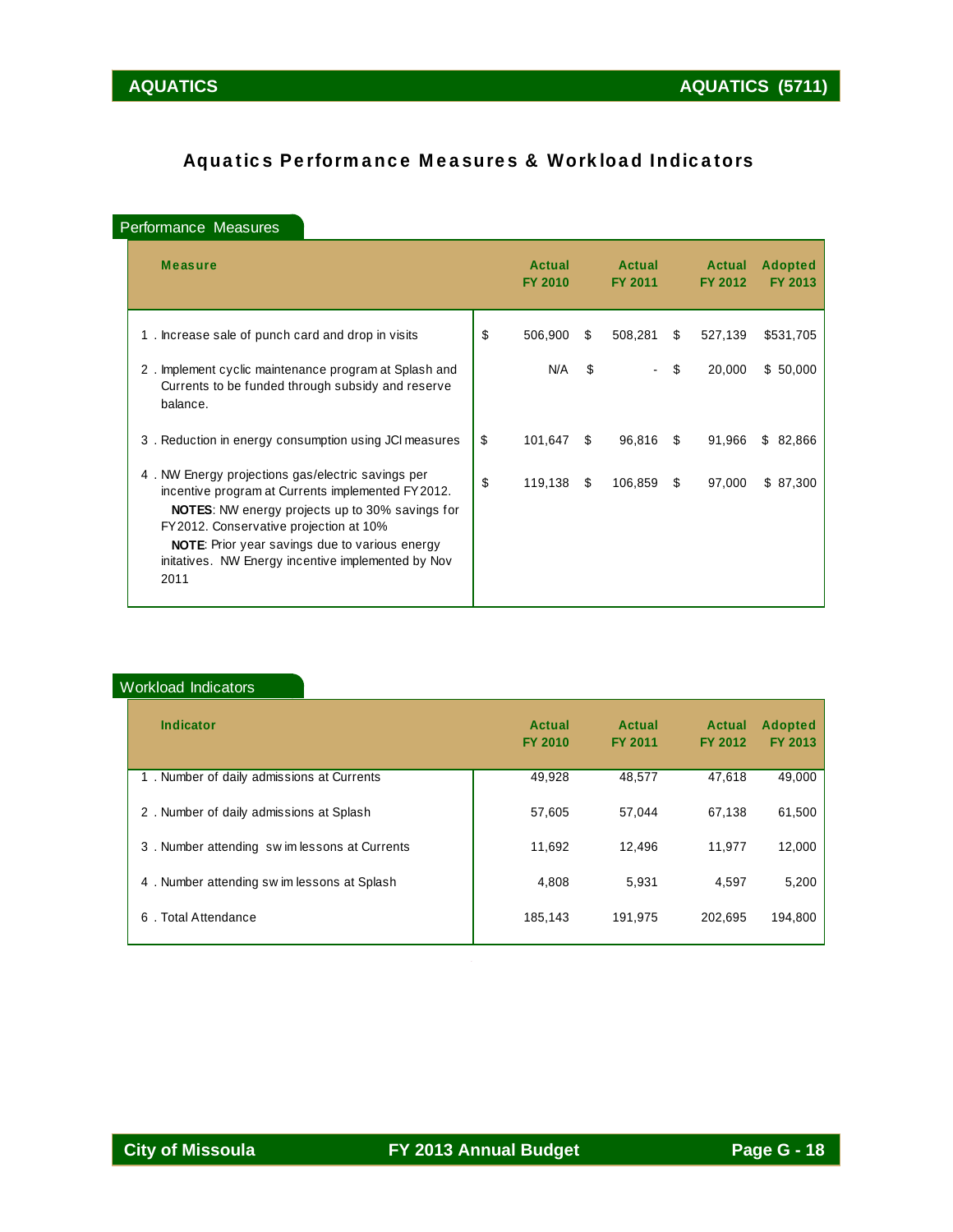# Aquatics Performance Measures & Workload Indicators

## Performance Measures

| Measure | Actual FY 2010 | Actual FY 2011 | Actual FY 2012 | Adopted FY 2013 |
|---|---|---|---|---|
| 1 . Increase sale of punch card and drop in visits | $ 506,900 | $ 508,281 | $ 527,139 | $531,705 |
| 2 . Implement cyclic maintenance program at Splash and Currents to be funded through subsidy and reserve balance. | N/A | $ - | $ 20,000 | $ 50,000 |
| 3 . Reduction in energy consumption using JCI measures | $ 101,647 | $ 96,816 | $ 91,966 | $ 82,866 |
| 4 . NW Energy projections gas/electric savings per incentive program at Currents implemented FY2012. **NOTES**: NW energy projects up to 30% savings for FY2012. Conservative projection at 10% **NOTE**: Prior year savings due to various energy initatives. NW Energy incentive implemented by Nov 2011 | $ 119,138 | $ 106,859 | $ 97,000 | $ 87,300 |

## Workload Indicators

| Indicator | Actual FY 2010 | Actual FY 2011 | Actual FY 2012 | Adopted FY 2013 |
|---|---|---|---|---|
| 1 . Number of daily admissions at Currents | 49,928 | 48,577 | 47,618 | 49,000 |
| 2 . Number of daily admissions at Splash | 57,605 | 57,044 | 67,138 | 61,500 |
| 3 . Number attending swim lessons at Currents | 11,692 | 12,496 | 11,977 | 12,000 |
| 4 . Number attending swim lessons at Splash | 4,808 | 5,931 | 4,597 | 5,200 |
| 6 . Total Attendance | 185,143 | 191,975 | 202,695 | 194,800 |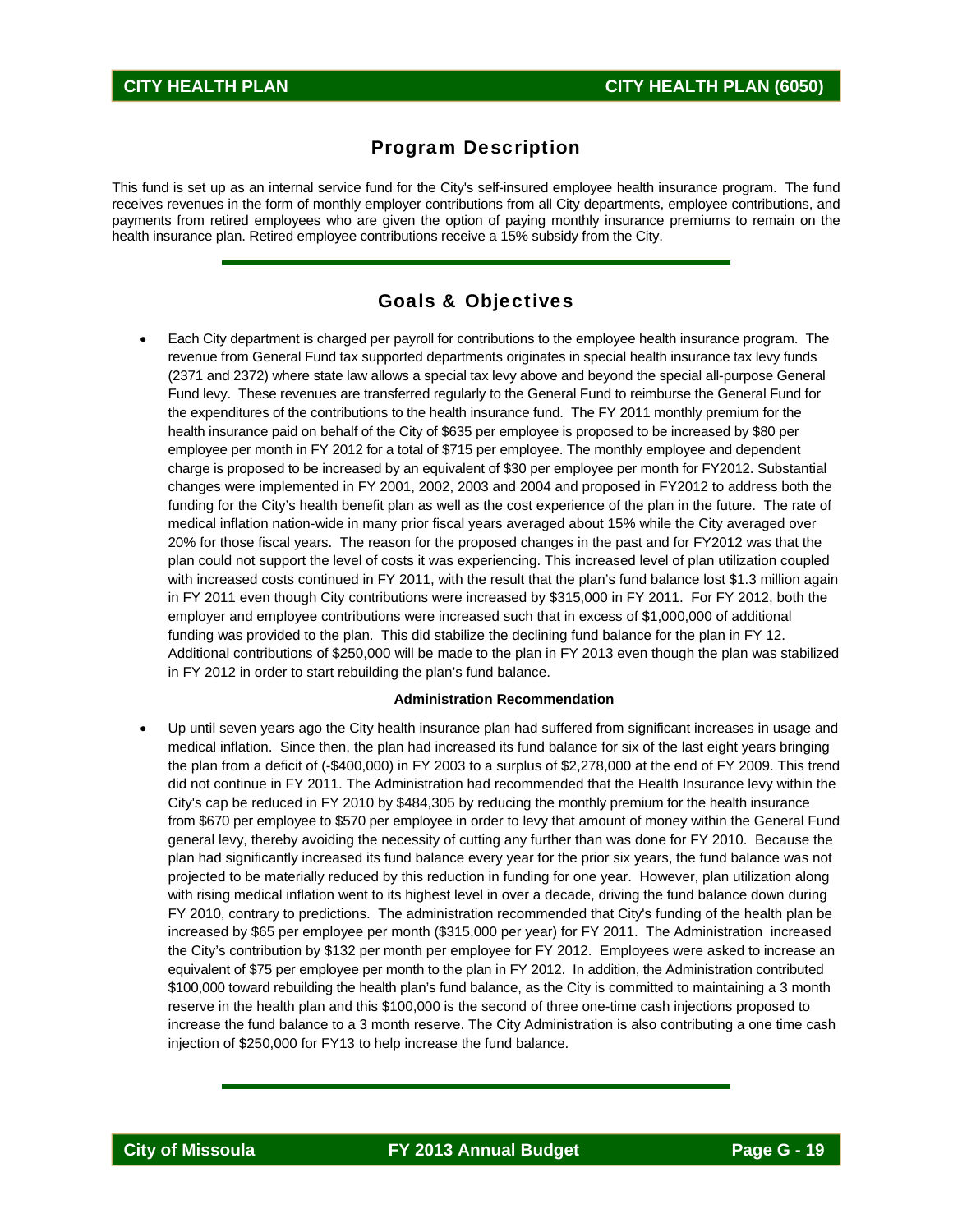# CITY HEALTH PLAN

## CITY HEALTH PLAN (6050)

## Program Description

This fund is set up as an internal service fund for the City's self-insured employee health insurance program. The fund receives revenues in the form of monthly employer contributions from all City departments, employee contributions, and payments from retired employees who are given the option of paying monthly insurance premiums to remain on the health insurance plan. Retired employee contributions receive a 15% subsidy from the City.

## Goals & Objectives

- Each City department is charged per payroll for contributions to the employee health insurance program. The revenue from General Fund tax supported departments originates in special health insurance tax levy funds (2371 and 2372) where state law allows a special tax levy above and beyond the special all-purpose General Fund levy. These revenues are transferred regularly to the General Fund to reimburse the General Fund for the expenditures of the contributions to the health insurance fund. The FY 2011 monthly premium for the health insurance paid on behalf of the City of $635 per employee is proposed to be increased by $80 per employee per month in FY 2012 for a total of $715 per employee. The monthly employee and dependent charge is proposed to be increased by an equivalent of $30 per employee per month for FY2012. Substantial changes were implemented in FY 2001, 2002, 2003 and 2004 and proposed in FY2012 to address both the funding for the City's health benefit plan as well as the cost experience of the plan in the future. The rate of medical inflation nation-wide in many prior fiscal years averaged about 15% while the City averaged over 20% for those fiscal years. The reason for the proposed changes in the past and for FY2012 was that the plan could not support the level of costs it was experiencing. This increased level of plan utilization coupled with increased costs continued in FY 2011, with the result that the plan's fund balance lost $1.3 million again in FY 2011 even though City contributions were increased by $315,000 in FY 2011. For FY 2012, both the employer and employee contributions were increased such that in excess of $1,000,000 of additional funding was provided to the plan. This did stabilize the declining fund balance for the plan in FY 12. Additional contributions of $250,000 will be made to the plan in FY 2013 even though the plan was stabilized in FY 2012 in order to start rebuilding the plan's fund balance.

**Administration Recommendation**

- Up until seven years ago the City health insurance plan had suffered from significant increases in usage and medical inflation. Since then, the plan had increased its fund balance for six of the last eight years bringing the plan from a deficit of (-$400,000) in FY 2003 to a surplus of $2,278,000 at the end of FY 2009. This trend did not continue in FY 2011. The Administration had recommended that the Health Insurance levy within the City's cap be reduced in FY 2010 by $484,305 by reducing the monthly premium for the health insurance from $670 per employee to $570 per employee in order to levy that amount of money within the General Fund general levy, thereby avoiding the necessity of cutting any further than was done for FY 2010. Because the plan had significantly increased its fund balance every year for the prior six years, the fund balance was not projected to be materially reduced by this reduction in funding for one year. However, plan utilization along with rising medical inflation went to its highest level in over a decade, driving the fund balance down during FY 2010, contrary to predictions. The administration recommended that City's funding of the health plan be increased by $65 per employee per month ($315,000 per year) for FY 2011. The Administration increased the City's contribution by $132 per month per employee for FY 2012. Employees were asked to increase an equivalent of $75 per employee per month to the plan in FY 2012. In addition, the Administration contributed $100,000 toward rebuilding the health plan's fund balance, as the City is committed to maintaining a 3 month reserve in the health plan and this $100,000 is the second of three one-time cash injections proposed to increase the fund balance to a 3 month reserve. The City Administration is also contributing a one time cash injection of $250,000 for FY13 to help increase the fund balance.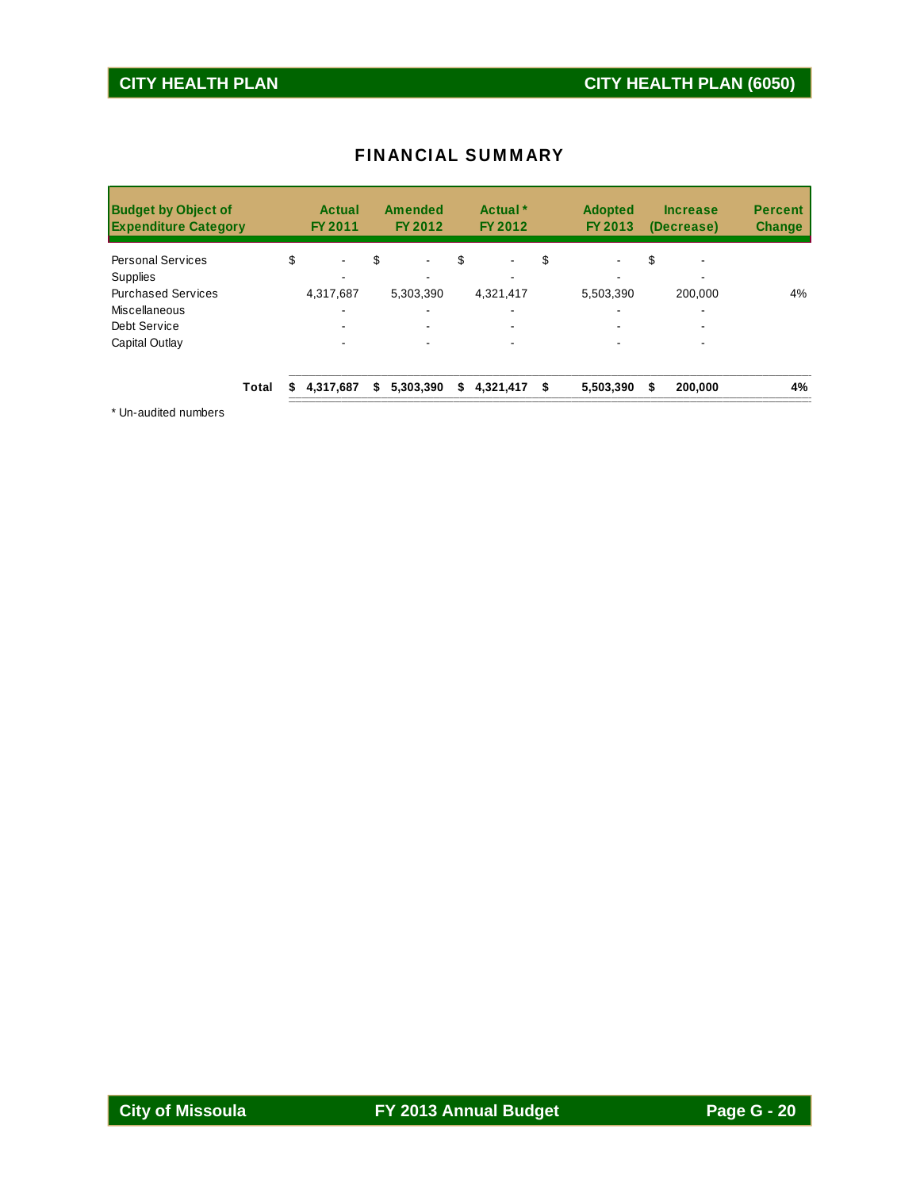## FINANCIAL SUMMARY

| Budget by Object of Expenditure Category | Actual FY 2011 | Amended FY 2012 | Actual * FY 2012 | Adopted FY 2013 | Increase (Decrease) | Percent Change |
|---|---|---|---|---|---|---|
| Personal Services | $ - | $ - | $ - | $ - | $ - | |
| Supplies | - | - | - | - | - | |
| Purchased Services | 4,317,687 | 5,303,390 | 4,321,417 | 5,503,390 | 200,000 | 4% |
| Miscellaneous | - | - | - | - | - | |
| Debt Service | - | - | - | - | - | |
| Capital Outlay | - | - | - | - | - | |
| **Total** | **$ 4,317,687** | **$ 5,303,390** | **$ 4,321,417** | **$ 5,503,390** | **$ 200,000** | **4%** |

* Un-audited numbers